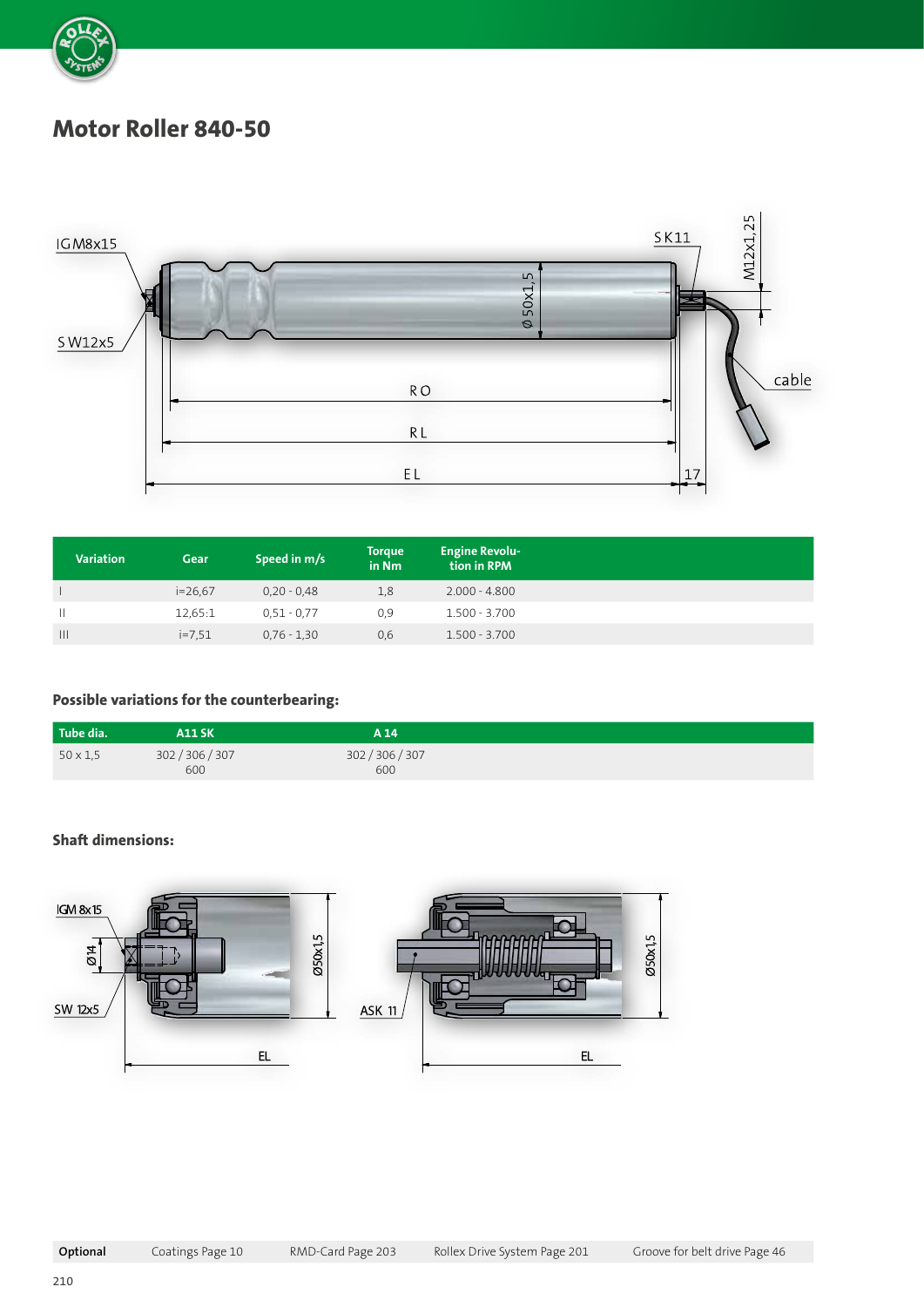# Motor Roller 840-50

| Variation | Gear | Speed in m/s | Torque in Nm | Engine Revolution in RPM |
|---|---|---|---|---|
| I | i=26,67 | 0,20 - 0,48 | 1,8 | 2.000 - 4.800 |
| II | 12,65:1 | 0,51 - 0,77 | 0,9 | 1.500 - 3.700 |
| III | i=7,51 | 0,76 - 1,30 | 0,6 | 1.500 - 3.700 |

### Possible variations for the counterbearing:

| Tube dia. | A11 SK | A 14 |
|---|---|---|
| 50 x 1,5 | 302 / 306 / 307<br>600 | 302 / 306 / 307<br>600 |

### Shaft dimensions:

| Optional | Coatings Page 10 | RMD-Card Page 203 | Rollex Drive System Page 201 | Groove for belt drive Page 46 |
|---|---|---|---|---|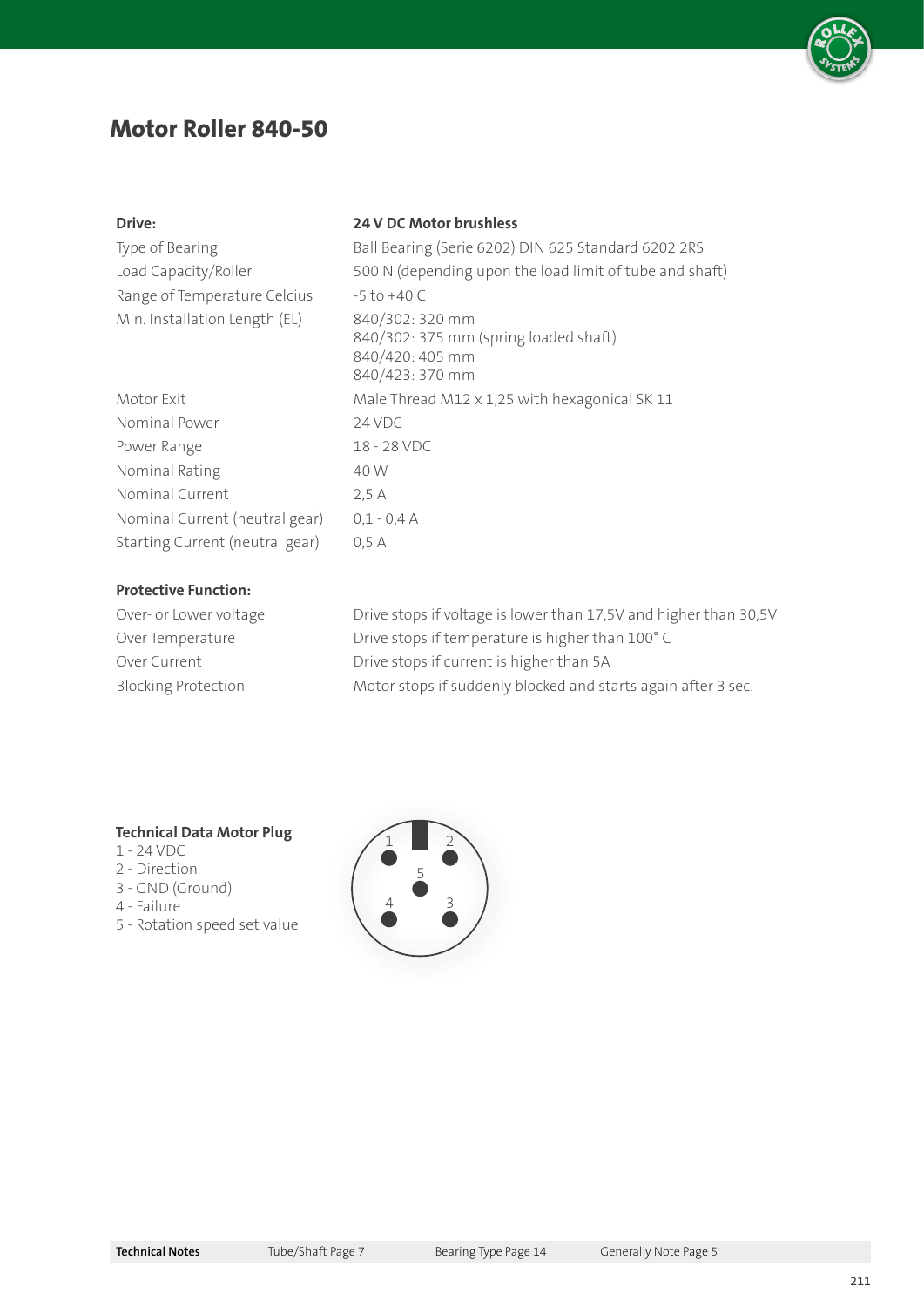# Motor Roller 840-50

| **Drive:** | **24 V DC Motor brushless** |
|---|---|
| Type of Bearing | Ball Bearing (Serie 6202) DIN 625 Standard 6202 2RS |
| Load Capacity/Roller | 500 N (depending upon the load limit of tube and shaft) |
| Range of Temperature Celcius | -5 to +40 C |
| Min. Installation Length (EL) | 840/302: 320 mm<br>840/302: 375 mm (spring loaded shaft)<br>840/420: 405 mm<br>840/423: 370 mm |
| Motor Exit | Male Thread M12 x 1,25 with hexagonical SK 11 |
| Nominal Power | 24 VDC |
| Power Range | 18 - 28 VDC |
| Nominal Rating | 40 W |
| Nominal Current | 2,5 A |
| Nominal Current (neutral gear) | 0,1 - 0,4 A |
| Starting Current (neutral gear) | 0,5 A |

| **Protective Function:** | |
|---|---|
| Over- or Lower voltage | Drive stops if voltage is lower than 17,5V and higher than 30,5V |
| Over Temperature | Drive stops if temperature is higher than 100° C |
| Over Current | Drive stops if current is higher than 5A |
| Blocking Protection | Motor stops if suddenly blocked and starts again after 3 sec. |

**Technical Data Motor Plug**

1 - 24 VDC
2 - Direction
3 - GND (Ground)
4 - Failure
5 - Rotation speed set value

| **Technical Notes** | Tube/Shaft Page 7 | Bearing Type Page 14 | Generally Note Page 5 |
|---|---|---|---|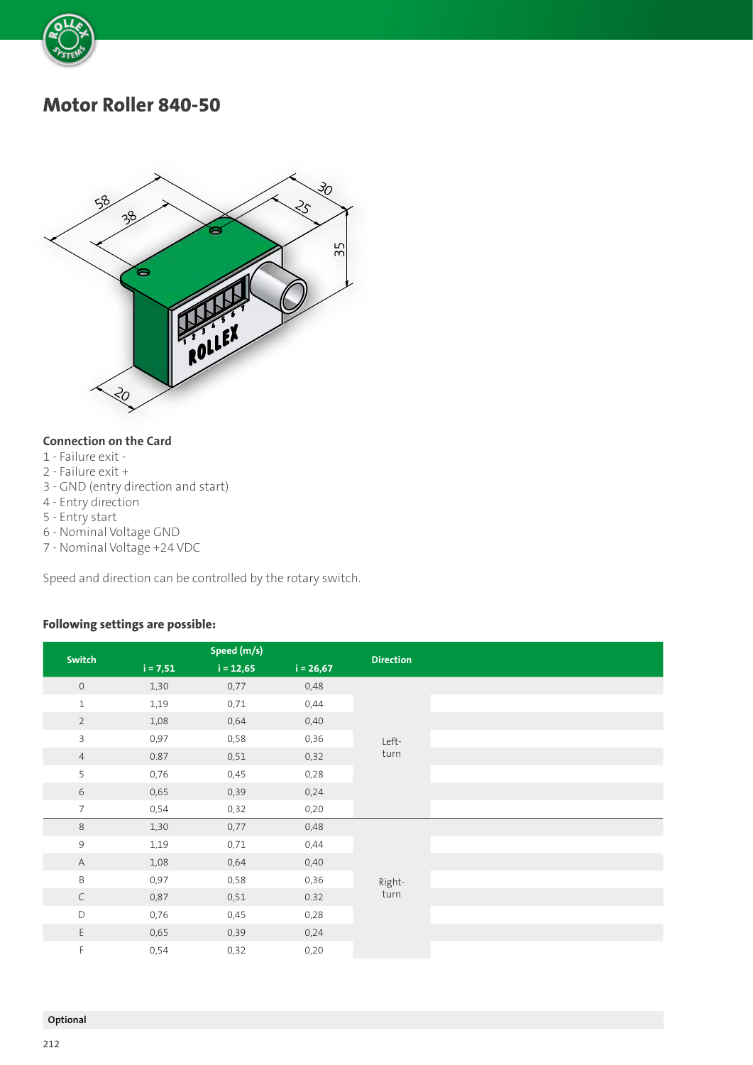# Motor Roller 840-50

**Connection on the Card**

1 - Failure exit -
2 - Failure exit +
3 - GND (entry direction and start)
4 - Entry direction
5 - Entry start
6 - Nominal Voltage GND
7 - Nominal Voltage +24 VDC

Speed and direction can be controlled by the rotary switch.

**Following settings are possible:**

| Switch | Speed (m/s) | | | Direction |
|---|---|---|---|---|
| | i = 7,51 | i = 12,65 | i = 26,67 | |
| 0 | 1,30 | 0,77 | 0,48 | Left-turn |
| 1 | 1,19 | 0,71 | 0,44 | |
| 2 | 1,08 | 0,64 | 0,40 | |
| 3 | 0,97 | 0,58 | 0,36 | |
| 4 | 0.87 | 0,51 | 0,32 | |
| 5 | 0,76 | 0,45 | 0,28 | |
| 6 | 0,65 | 0,39 | 0,24 | |
| 7 | 0,54 | 0,32 | 0,20 | |
| 8 | 1,30 | 0,77 | 0,48 | Right-turn |
| 9 | 1,19 | 0,71 | 0,44 | |
| A | 1,08 | 0,64 | 0,40 | |
| B | 0,97 | 0,58 | 0,36 | |
| C | 0,87 | 0,51 | 0.32 | |
| D | 0,76 | 0,45 | 0,28 | |
| E | 0,65 | 0,39 | 0,24 | |
| F | 0,54 | 0,32 | 0,20 | |

**Optional**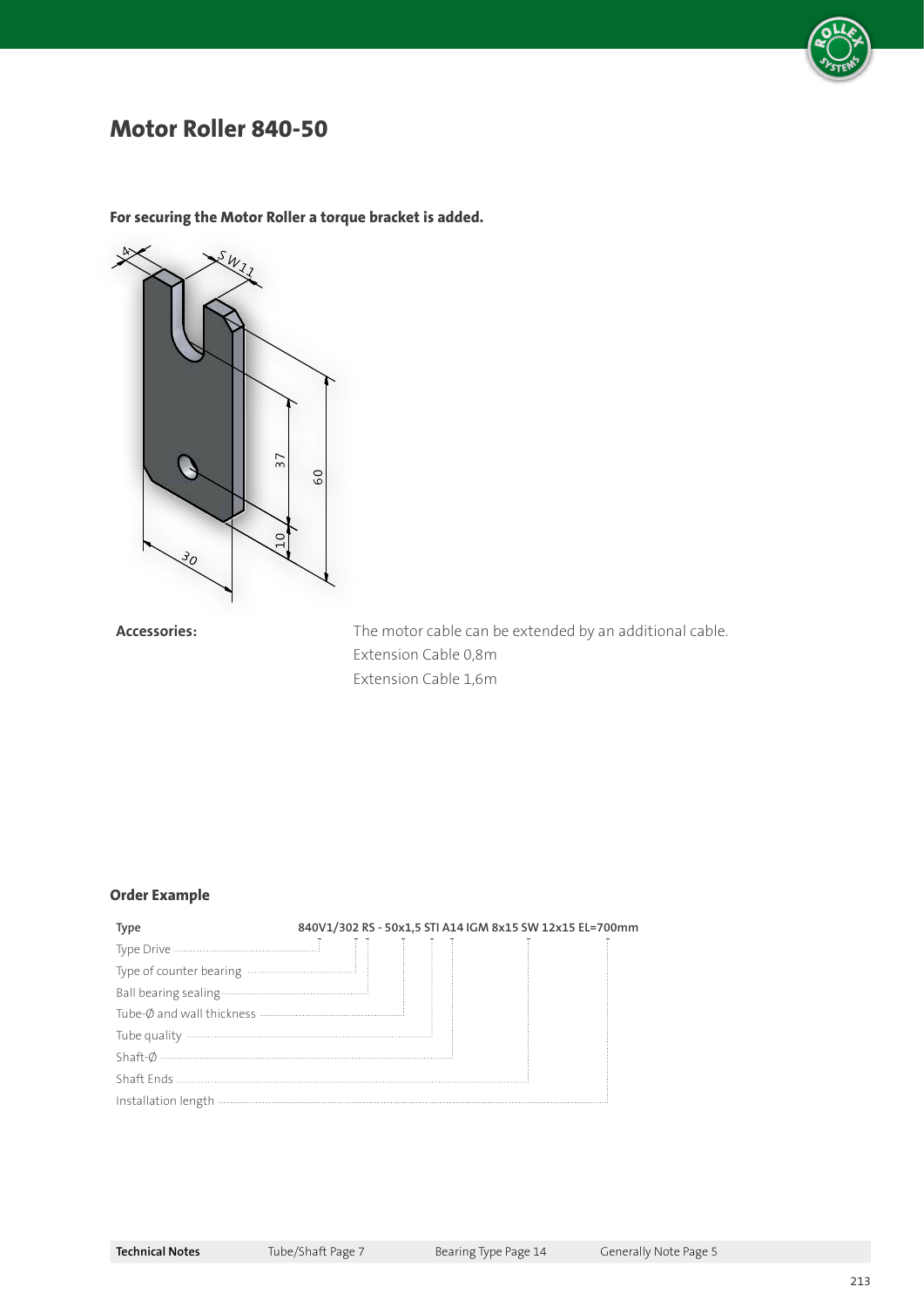# Motor Roller 840-50

**For securing the Motor Roller a torque bracket is added.**

**Accessories:**

The motor cable can be extended by an additional cable.
Extension Cable 0,8m
Extension Cable 1,6m

### Order Example

| Type | 840V1/302 RS - 50x1,5 STI A14 IGM 8x15 SW 12x15 EL=700mm |
|---|---|
| Type Drive | 840V1 |
| Type of counter bearing | 302 |
| Ball bearing sealing | RS |
| Tube-Ø and wall thickness | 50x1,5 |
| Tube quality | STI |
| Shaft-Ø | A14 |
| Shaft Ends | IGM 8x15 SW 12x15 |
| Installation length | EL=700mm |

| Technical Notes | Tube/Shaft Page 7 | Bearing Type Page 14 | Generally Note Page 5 |
|---|---|---|---|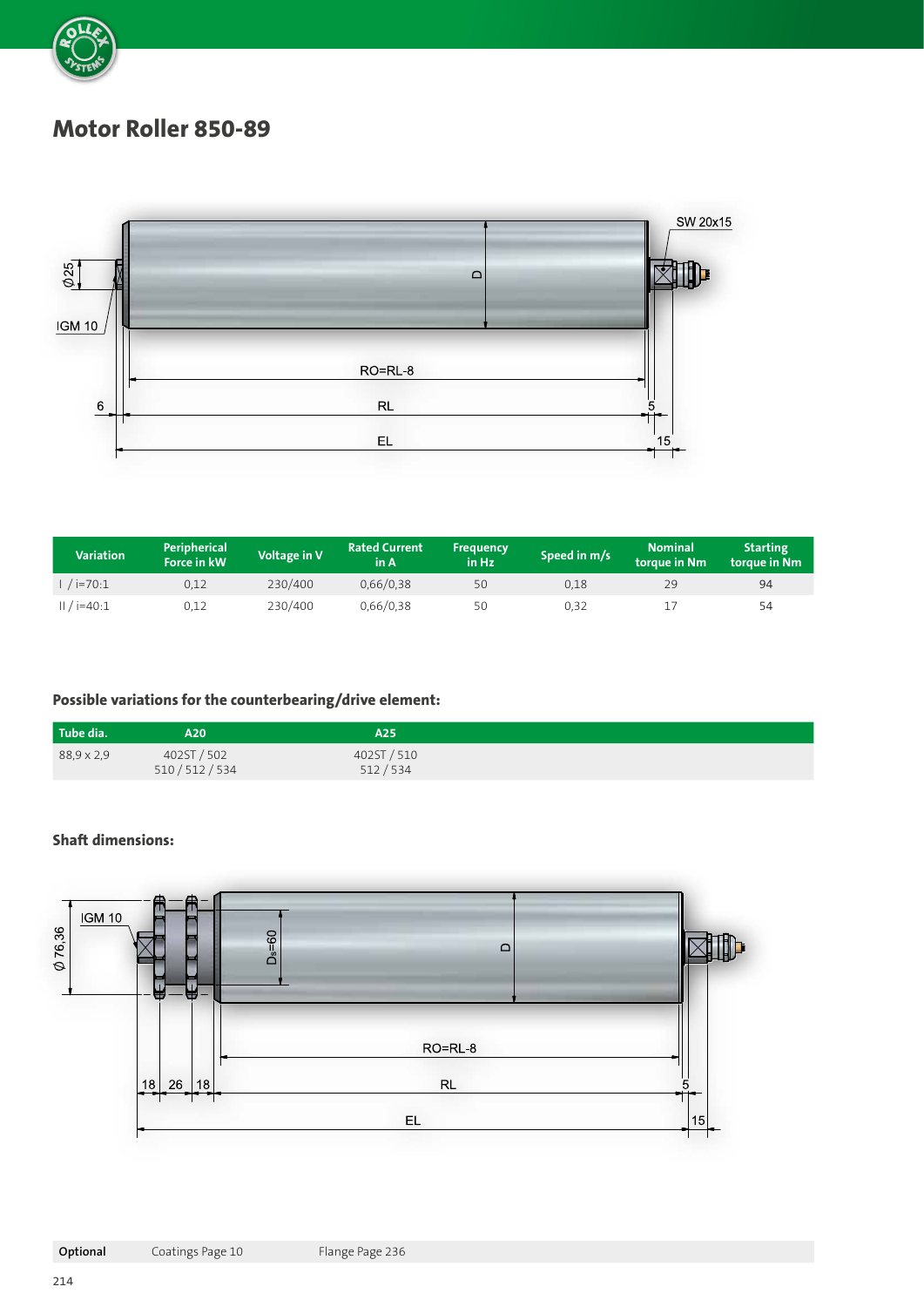# Motor Roller 850-89

| Variation | Peripherical Force in kW | Voltage in V | Rated Current in A | Frequency in Hz | Speed in m/s | Nominal torque in Nm | Starting torque in Nm |
|---|---|---|---|---|---|---|---|
| I / i=70:1 | 0,12 | 230/400 | 0,66/0,38 | 50 | 0,18 | 29 | 94 |
| II / i=40:1 | 0,12 | 230/400 | 0,66/0,38 | 50 | 0,32 | 17 | 54 |

### Possible variations for the counterbearing/drive element:

| Tube dia. | A20 | A25 |
|---|---|---|
| 88,9 x 2,9 | 402ST / 502<br>510 / 512 / 534 | 402ST / 510<br>512 / 534 |

### Shaft dimensions:

| **Optional** | Coatings Page 10 | Flange Page 236 |
|---|---|---|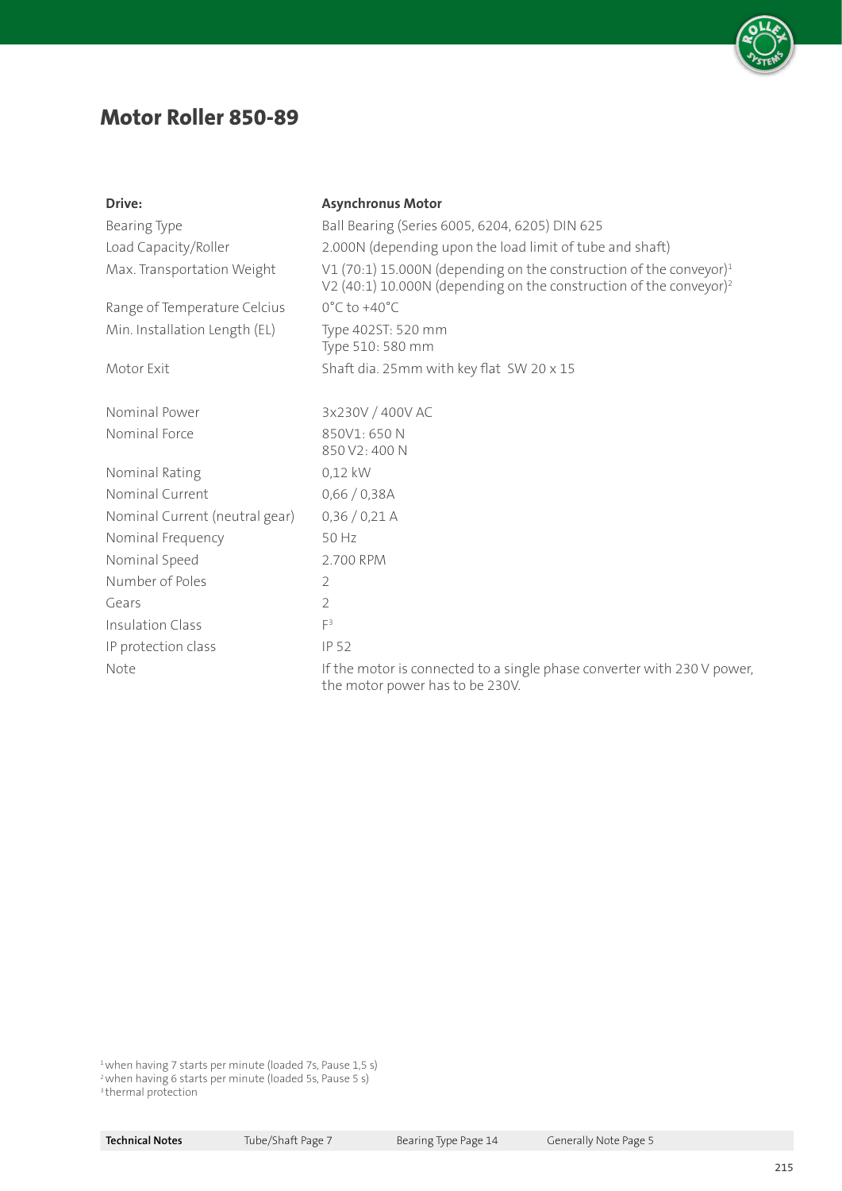# Motor Roller 850-89

| Drive: | Asynchronus Motor |
|---|---|
| Bearing Type | Ball Bearing (Series 6005, 6204, 6205) DIN 625 |
| Load Capacity/Roller | 2.000N (depending upon the load limit of tube and shaft) |
| Max. Transportation Weight | V1 (70:1) 15.000N (depending on the construction of the conveyor)[1]<br>V2 (40:1) 10.000N (depending on the construction of the conveyor)[2] |
| Range of Temperature Celcius | 0°C to +40°C |
| Min. Installation Length (EL) | Type 402ST: 520 mm<br>Type 510: 580 mm |
| Motor Exit | Shaft dia. 25mm with key flat SW 20 x 15 |
| Nominal Power | 3x230V / 400V AC |
| Nominal Force | 850V1: 650 N<br>850 V2: 400 N |
| Nominal Rating | 0,12 kW |
| Nominal Current | 0,66 / 0,38A |
| Nominal Current (neutral gear) | 0,36 / 0,21 A |
| Nominal Frequency | 50 Hz |
| Nominal Speed | 2.700 RPM |
| Number of Poles | 2 |
| Gears | 2 |
| Insulation Class | F[3] |
| IP protection class | IP 52 |
| Note | If the motor is connected to a single phase converter with 230 V power, the motor power has to be 230V. |

[1] when having 7 starts per minute (loaded 7s, Pause 1,5 s)
[2] when having 6 starts per minute (loaded 5s, Pause 5 s)
[3] thermal protection

**Technical Notes** Tube/Shaft Page 7 Bearing Type Page 14 Generally Note Page 5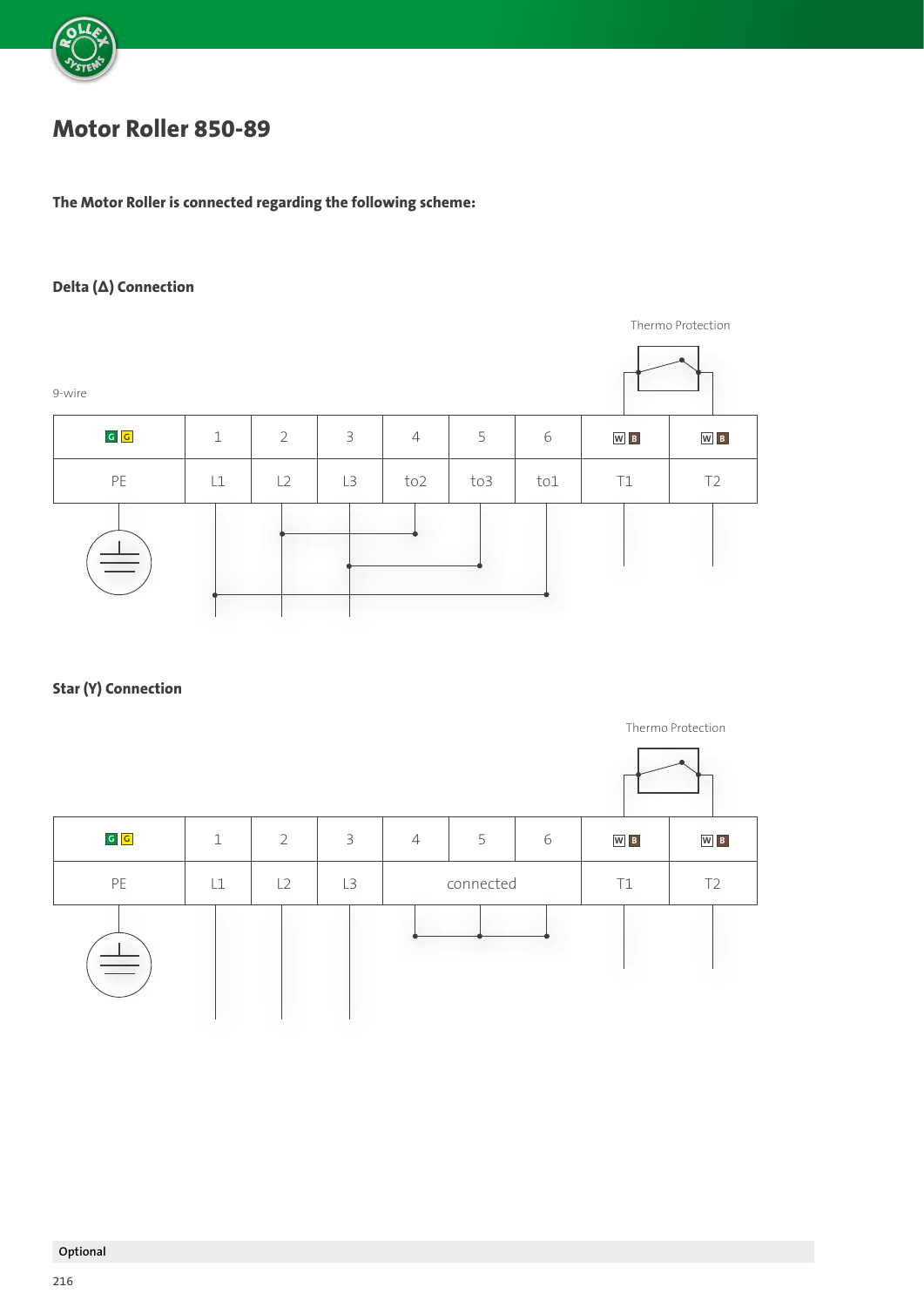# Motor Roller 850-89

**The Motor Roller is connected regarding the following scheme:**

### Delta (Δ) Connection

Thermo Protection

9-wire

| G G | 1 | 2 | 3 | 4 | 5 | 6 | W B | W B |
|---|---|---|---|---|---|---|---|---|
| PE | L1 | L2 | L3 | to2 | to3 | to1 | T1 | T2 |

### Star (Y) Connection

Thermo Protection

| G G | 1 | 2 | 3 | 4 | 5 | 6 | W B | W B |
|---|---|---|---|---|---|---|---|---|
| PE | L1 | L2 | L3 | connected | | | T1 | T2 |

**Optional**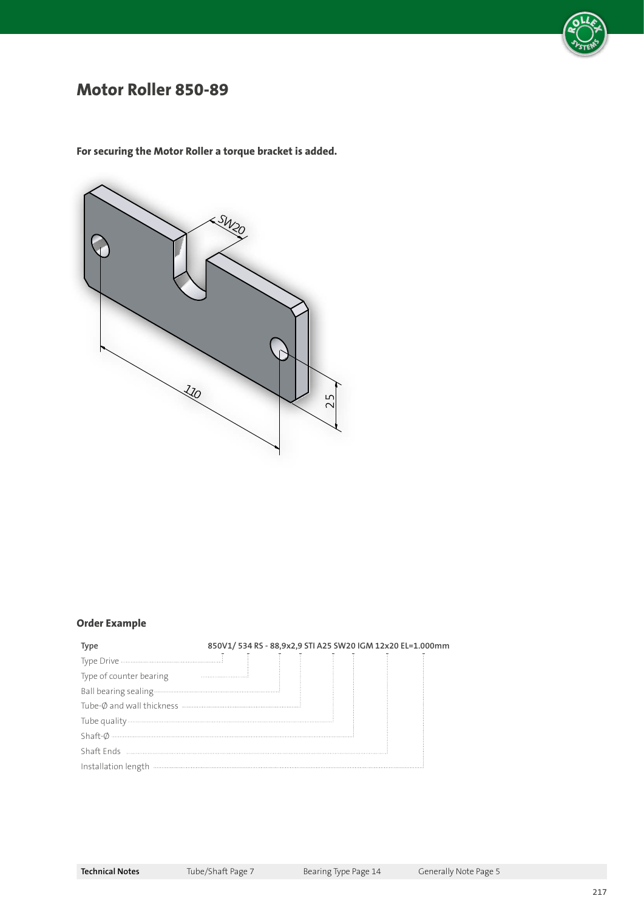# Motor Roller 850-89

**For securing the Motor Roller a torque bracket is added.**

SW20

110

25

## Order Example

Type 850V1/ 534 RS - 88,9x2,9 STI A25 SW20 IGM 12x20 EL=1.000mm

- Type Drive
- Type of counter bearing
- Ball bearing sealing
- Tube-Ø and wall thickness
- Tube quality
- Shaft-Ø
- Shaft Ends
- Installation length

| | | | |
|---|---|---|---|
| **Technical Notes** | Tube/Shaft Page 7 | Bearing Type Page 14 | Generally Note Page 5 |